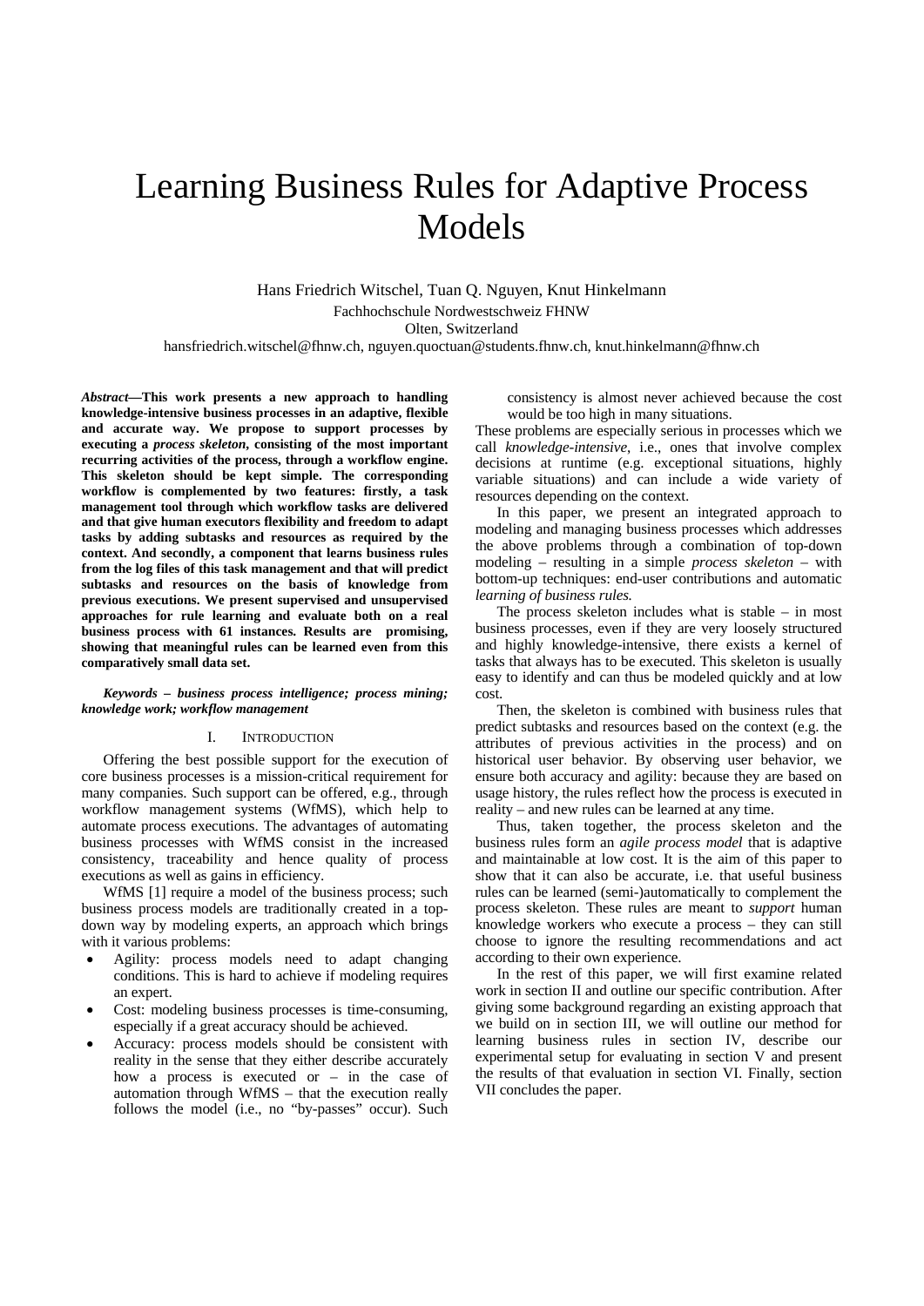# Learning Business Rules for Adaptive Process Models

Hans Friedrich Witschel, Tuan Q. Nguyen, Knut Hinkelmann

Fachhochschule Nordwestschweiz FHNW

Olten, Switzerland

hansfriedrich.witschel@fhnw.ch, nguyen.quoctuan@students.fhnw.ch, knut.hinkelmann@fhnw.ch

***Abstract*—This work presents a new approach to handling knowledge-intensive business processes in an adaptive, flexible and accurate way. We propose to support processes by executing a *process skeleton*, consisting of the most important recurring activities of the process, through a workflow engine. This skeleton should be kept simple. The corresponding workflow is complemented by two features: firstly, a task management tool through which workflow tasks are delivered and that give human executors flexibility and freedom to adapt tasks by adding subtasks and resources as required by the context. And secondly, a component that learns business rules from the log files of this task management and that will predict subtasks and resources on the basis of knowledge from previous executions. We present supervised and unsupervised approaches for rule learning and evaluate both on a real business process with 61 instances. Results are promising, showing that meaningful rules can be learned even from this comparatively small data set.**

***Keywords – business process intelligence; process mining; knowledge work; workflow management***

## I. Introduction

Offering the best possible support for the execution of core business processes is a mission-critical requirement for many companies. Such support can be offered, e.g., through workflow management systems (WfMS), which help to automate process executions. The advantages of automating business processes with WfMS consist in the increased consistency, traceability and hence quality of process executions as well as gains in efficiency.

WfMS [1] require a model of the business process; such business process models are traditionally created in a top-down way by modeling experts, an approach which brings with it various problems:

- Agility: process models need to adapt changing conditions. This is hard to achieve if modeling requires an expert.
- Cost: modeling business processes is time-consuming, especially if a great accuracy should be achieved.
- Accuracy: process models should be consistent with reality in the sense that they either describe accurately how a process is executed or – in the case of automation through WfMS – that the execution really follows the model (i.e., no "by-passes" occur). Such consistency is almost never achieved because the cost would be too high in many situations.

These problems are especially serious in processes which we call *knowledge-intensive*, i.e., ones that involve complex decisions at runtime (e.g. exceptional situations, highly variable situations) and can include a wide variety of resources depending on the context.

In this paper, we present an integrated approach to modeling and managing business processes which addresses the above problems through a combination of top-down modeling – resulting in a simple *process skeleton* – with bottom-up techniques: end-user contributions and automatic *learning of business rules.*

The process skeleton includes what is stable – in most business processes, even if they are very loosely structured and highly knowledge-intensive, there exists a kernel of tasks that always has to be executed. This skeleton is usually easy to identify and can thus be modeled quickly and at low cost.

Then, the skeleton is combined with business rules that predict subtasks and resources based on the context (e.g. the attributes of previous activities in the process) and on historical user behavior. By observing user behavior, we ensure both accuracy and agility: because they are based on usage history, the rules reflect how the process is executed in reality – and new rules can be learned at any time.

Thus, taken together, the process skeleton and the business rules form an *agile process model* that is adaptive and maintainable at low cost. It is the aim of this paper to show that it can also be accurate, i.e. that useful business rules can be learned (semi-)automatically to complement the process skeleton. These rules are meant to *support* human knowledge workers who execute a process – they can still choose to ignore the resulting recommendations and act according to their own experience.

In the rest of this paper, we will first examine related work in section II and outline our specific contribution. After giving some background regarding an existing approach that we build on in section III, we will outline our method for learning business rules in section IV, describe our experimental setup for evaluating in section V and present the results of that evaluation in section VI. Finally, section VII concludes the paper.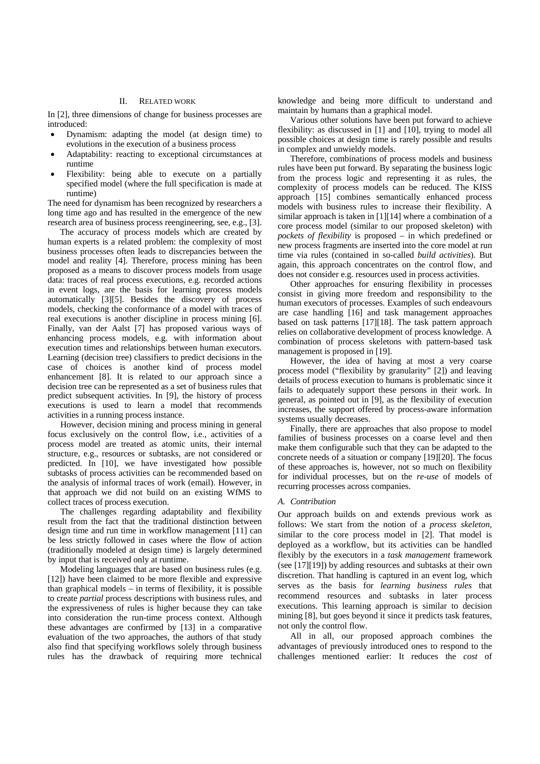## II. RELATED WORK

In [2], three dimensions of change for business processes are introduced:

- Dynamism: adapting the model (at design time) to evolutions in the execution of a business process
- Adaptability: reacting to exceptional circumstances at runtime
- Flexibility: being able to execute on a partially specified model (where the full specification is made at runtime)

The need for dynamism has been recognized by researchers a long time ago and has resulted in the emergence of the new research area of business process reengineering, see, e.g., [3].

The accuracy of process models which are created by human experts is a related problem: the complexity of most business processes often leads to discrepancies between the model and reality [4]. Therefore, process mining has been proposed as a means to discover process models from usage data: traces of real process executions, e.g. recorded actions in event logs, are the basis for learning process models automatically [3][5]. Besides the discovery of process models, checking the conformance of a model with traces of real executions is another discipline in process mining [6]. Finally, van der Aalst [7] has proposed various ways of enhancing process models, e.g. with information about execution times and relationships between human executors. Learning (decision tree) classifiers to predict decisions in the case of choices is another kind of process model enhancement [8]. It is related to our approach since a decision tree can be represented as a set of business rules that predict subsequent activities. In [9], the history of process executions is used to learn a model that recommends activities in a running process instance.

However, decision mining and process mining in general focus exclusively on the control flow, i.e., activities of a process model are treated as atomic units, their internal structure, e.g., resources or subtasks, are not considered or predicted. In [10], we have investigated how possible subtasks of process activities can be recommended based on the analysis of informal traces of work (email). However, in that approach we did not build on an existing WfMS to collect traces of process execution.

The challenges regarding adaptability and flexibility result from the fact that the traditional distinction between design time and run time in workflow management [11] can be less strictly followed in cases where the flow of action (traditionally modeled at design time) is largely determined by input that is received only at runtime.

Modeling languages that are based on business rules (e.g. [12]) have been claimed to be more flexible and expressive than graphical models – in terms of flexibility, it is possible to create *partial* process descriptions with business rules, and the expressiveness of rules is higher because they can take into consideration the run-time process context. Although these advantages are confirmed by [13] in a comparative evaluation of the two approaches, the authors of that study also find that specifying workflows solely through business rules has the drawback of requiring more technical knowledge and being more difficult to understand and maintain by humans than a graphical model.

Various other solutions have been put forward to achieve flexibility: as discussed in [1] and [10], trying to model all possible choices at design time is rarely possible and results in complex and unwieldy models.

Therefore, combinations of process models and business rules have been put forward. By separating the business logic from the process logic and representing it as rules, the complexity of process models can be reduced. The KISS approach [15] combines semantically enhanced process models with business rules to increase their flexibility. A similar approach is taken in [1][14] where a combination of a core process model (similar to our proposed skeleton) with *pockets of flexibility* is proposed – in which predefined or new process fragments are inserted into the core model at run time via rules (contained in so-called *build activities*). But again, this approach concentrates on the control flow, and does not consider e.g. resources used in process activities.

Other approaches for ensuring flexibility in processes consist in giving more freedom and responsibility to the human executors of processes. Examples of such endeavours are case handling [16] and task management approaches based on task patterns [17][18]. The task pattern approach relies on collaborative development of process knowledge. A combination of process skeletons with pattern-based task management is proposed in [19].

However, the idea of having at most a very coarse process model ("flexibility by granularity" [2]) and leaving details of process execution to humans is problematic since it fails to adequately support these persons in their work. In general, as pointed out in [9], as the flexibility of execution increases, the support offered by process-aware information systems usually decreases.

Finally, there are approaches that also propose to model families of business processes on a coarse level and then make them configurable such that they can be adapted to the concrete needs of a situation or company [19][20]. The focus of these approaches is, however, not so much on flexibility for individual processes, but on the *re-use* of models of recurring processes across companies.

### *A. Contribution*

Our approach builds on and extends previous work as follows: We start from the notion of a *process skeleton*, similar to the core process model in [2]. That model is deployed as a workflow, but its activities can be handled flexibly by the executors in a *task management* framework (see [17][19]) by adding resources and subtasks at their own discretion. That handling is captured in an event log, which serves as the basis for *learning business rules* that recommend resources and subtasks in later process executions. This learning approach is similar to decision mining [8], but goes beyond it since it predicts task features, not only the control flow.

All in all, our proposed approach combines the advantages of previously introduced ones to respond to the challenges mentioned earlier: It reduces the *cost* of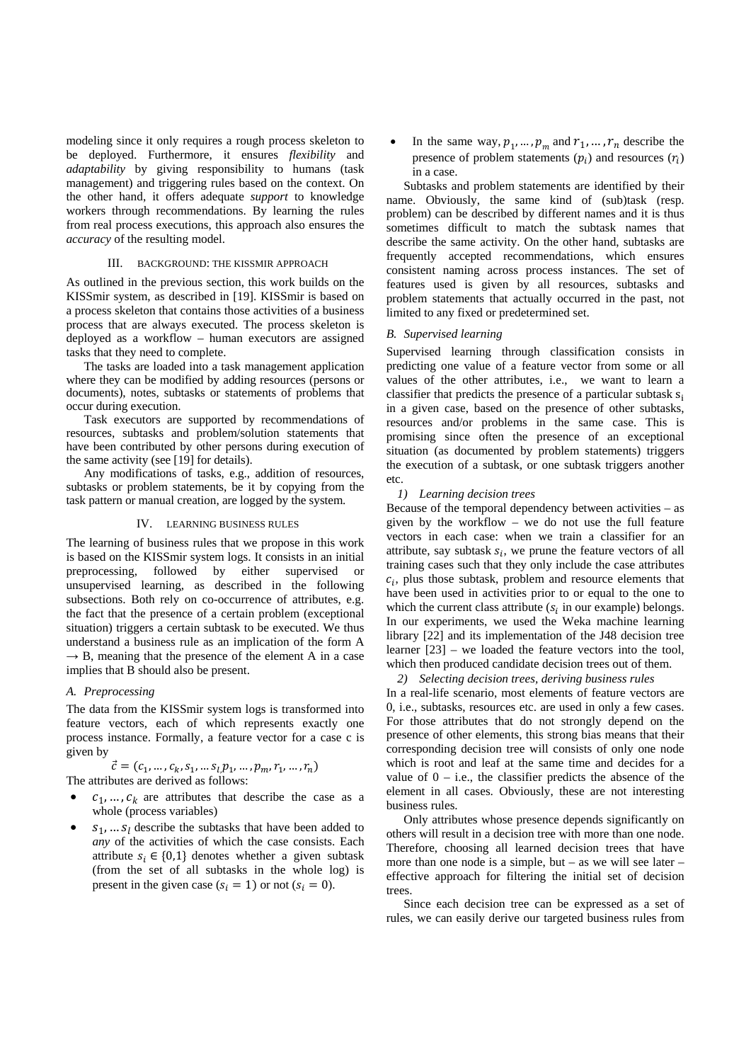modeling since it only requires a rough process skeleton to be deployed. Furthermore, it ensures *flexibility* and *adaptability* by giving responsibility to humans (task management) and triggering rules based on the context. On the other hand, it offers adequate *support* to knowledge workers through recommendations. By learning the rules from real process executions, this approach also ensures the *accuracy* of the resulting model.

## III. Background: the KISSmir Approach

As outlined in the previous section, this work builds on the KISSmir system, as described in [19]. KISSmir is based on a process skeleton that contains those activities of a business process that are always executed. The process skeleton is deployed as a workflow – human executors are assigned tasks that they need to complete.

The tasks are loaded into a task management application where they can be modified by adding resources (persons or documents), notes, subtasks or statements of problems that occur during execution.

Task executors are supported by recommendations of resources, subtasks and problem/solution statements that have been contributed by other persons during execution of the same activity (see [19] for details).

Any modifications of tasks, e.g., addition of resources, subtasks or problem statements, be it by copying from the task pattern or manual creation, are logged by the system.

## IV. Learning Business Rules

The learning of business rules that we propose in this work is based on the KISSmir system logs. It consists in an initial preprocessing, followed by either supervised or unsupervised learning, as described in the following subsections. Both rely on co-occurrence of attributes, e.g. the fact that the presence of a certain problem (exceptional situation) triggers a certain subtask to be executed. We thus understand a business rule as an implication of the form A → B, meaning that the presence of the element A in a case implies that B should also be present.

### A. Preprocessing

The data from the KISSmir system logs is transformed into feature vectors, each of which represents exactly one process instance. Formally, a feature vector for a case c is given by

$$\vec{c} = (c_1, \dots, c_k, s_1, \dots s_l, p_1, \dots, p_m, r_1, \dots, r_n)$$

The attributes are derived as follows:

- $c_1, \dots, c_k$ are attributes that describe the case as a whole (process variables)
- $s_1, \dots s_l$ describe the subtasks that have been added to *any* of the activities of which the case consists. Each attribute $s_i \in \{0,1\}$ denotes whether a given subtask (from the set of all subtasks in the whole log) is present in the given case ($s_i = 1$) or not ($s_i = 0$).
- In the same way, $p_1, \dots, p_m$ and $r_1, \dots, r_n$ describe the presence of problem statements ($p_i$) and resources ($r_i$) in a case.

Subtasks and problem statements are identified by their name. Obviously, the same kind of (sub)task (resp. problem) can be described by different names and it is thus sometimes difficult to match the subtask names that describe the same activity. On the other hand, subtasks are frequently accepted recommendations, which ensures consistent naming across process instances. The set of features used is given by all resources, subtasks and problem statements that actually occurred in the past, not limited to any fixed or predetermined set.

### B. Supervised learning

Supervised learning through classification consists in predicting one value of a feature vector from some or all values of the other attributes, i.e., we want to learn a classifier that predicts the presence of a particular subtask $s_i$ in a given case, based on the presence of other subtasks, resources and/or problems in the same case. This is promising since often the presence of an exceptional situation (as documented by problem statements) triggers the execution of a subtask, or one subtask triggers another etc.

#### 1) Learning decision trees

Because of the temporal dependency between activities – as given by the workflow – we do not use the full feature vectors in each case: when we train a classifier for an attribute, say subtask $s_i$, we prune the feature vectors of all training cases such that they only include the case attributes $c_i$, plus those subtask, problem and resource elements that have been used in activities prior to or equal to the one to which the current class attribute ($s_i$ in our example) belongs. In our experiments, we used the Weka machine learning library [22] and its implementation of the J48 decision tree learner [23] – we loaded the feature vectors into the tool, which then produced candidate decision trees out of them.

#### 2) Selecting decision trees, deriving business rules

In a real-life scenario, most elements of feature vectors are 0, i.e., subtasks, resources etc. are used in only a few cases. For those attributes that do not strongly depend on the presence of other elements, this strong bias means that their corresponding decision tree will consists of only one node which is root and leaf at the same time and decides for a value of 0 – i.e., the classifier predicts the absence of the element in all cases. Obviously, these are not interesting business rules.

Only attributes whose presence depends significantly on others will result in a decision tree with more than one node. Therefore, choosing all learned decision trees that have more than one node is a simple, but – as we will see later – effective approach for filtering the initial set of decision trees.

Since each decision tree can be expressed as a set of rules, we can easily derive our targeted business rules from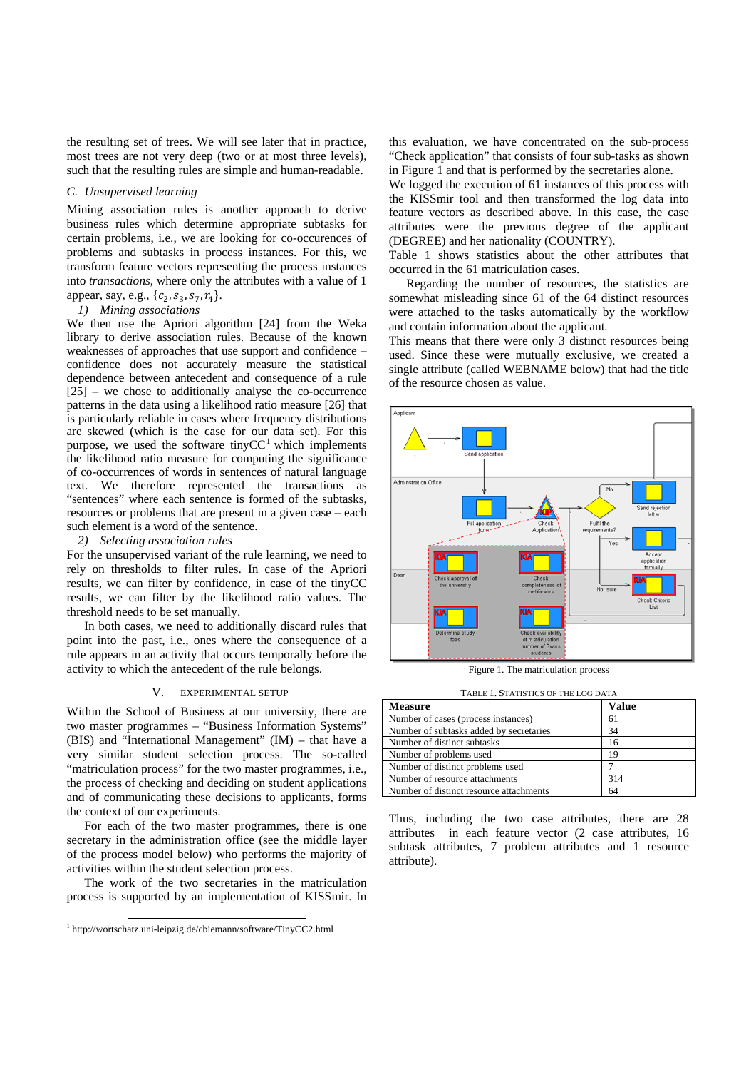the resulting set of trees. We will see later that in practice, most trees are not very deep (two or at most three levels), such that the resulting rules are simple and human-readable.

### C. Unsupervised learning

Mining association rules is another approach to derive business rules which determine appropriate subtasks for certain problems, i.e., we are looking for co-occurences of problems and subtasks in process instances. For this, we transform feature vectors representing the process instances into *transactions*, where only the attributes with a value of 1 appear, say, e.g., $\{c_2, s_3, s_7, r_4\}$.

*1) Mining associations*

We then use the Apriori algorithm [24] from the Weka library to derive association rules. Because of the known weaknesses of approaches that use support and confidence – confidence does not accurately measure the statistical dependence between antecedent and consequence of a rule [25] – we chose to additionally analyse the co-occurrence patterns in the data using a likelihood ratio measure [26] that is particularly reliable in cases where frequency distributions are skewed (which is the case for our data set). For this purpose, we used the software tinyCC[1] which implements the likelihood ratio measure for computing the significance of co-occurrences of words in sentences of natural language text. We therefore represented the transactions as "sentences" where each sentence is formed of the subtasks, resources or problems that are present in a given case – each such element is a word of the sentence.

*2) Selecting association rules*

For the unsupervised variant of the rule learning, we need to rely on thresholds to filter rules. In case of the Apriori results, we can filter by confidence, in case of the tinyCC results, we can filter by the likelihood ratio values. The threshold needs to be set manually.

In both cases, we need to additionally discard rules that point into the past, i.e., ones where the consequence of a rule appears in an activity that occurs temporally before the activity to which the antecedent of the rule belongs.

## V. Experimental Setup

Within the School of Business at our university, there are two master programmes – "Business Information Systems" (BIS) and "International Management" (IM) – that have a very similar student selection process. The so-called "matriculation process" for the two master programmes, i.e., the process of checking and deciding on student applications and of communicating these decisions to applicants, forms the context of our experiments.

For each of the two master programmes, there is one secretary in the administration office (see the middle layer of the process model below) who performs the majority of activities within the student selection process.

The work of the two secretaries in the matriculation process is supported by an implementation of KISSmir. In this evaluation, we have concentrated on the sub-process "Check application" that consists of four sub-tasks as shown in Figure 1 and that is performed by the secretaries alone.

We logged the execution of 61 instances of this process with the KISSmir tool and then transformed the log data into feature vectors as described above. In this case, the case attributes were the previous degree of the applicant (DEGREE) and her nationality (COUNTRY).

Table 1 shows statistics about the other attributes that occurred in the 61 matriculation cases.

Regarding the number of resources, the statistics are somewhat misleading since 61 of the 64 distinct resources were attached to the tasks automatically by the workflow and contain information about the applicant.

This means that there were only 3 distinct resources being used. Since these were mutually exclusive, we created a single attribute (called WEBNAME below) that had the title of the resource chosen as value.

Figure 1. The matriculation process

Table 1. Statistics of the log data

| Measure | Value |
|---|---|
| Number of cases (process instances) | 61 |
| Number of subtasks added by secretaries | 34 |
| Number of distinct subtasks | 16 |
| Number of problems used | 19 |
| Number of distinct problems used | 7 |
| Number of resource attachments | 314 |
| Number of distinct resource attachments | 64 |

Thus, including the two case attributes, there are 28 attributes in each feature vector (2 case attributes, 16 subtask attributes, 7 problem attributes and 1 resource attribute).

[1] http://wortschatz.uni-leipzig.de/cbiemann/software/TinyCC2.html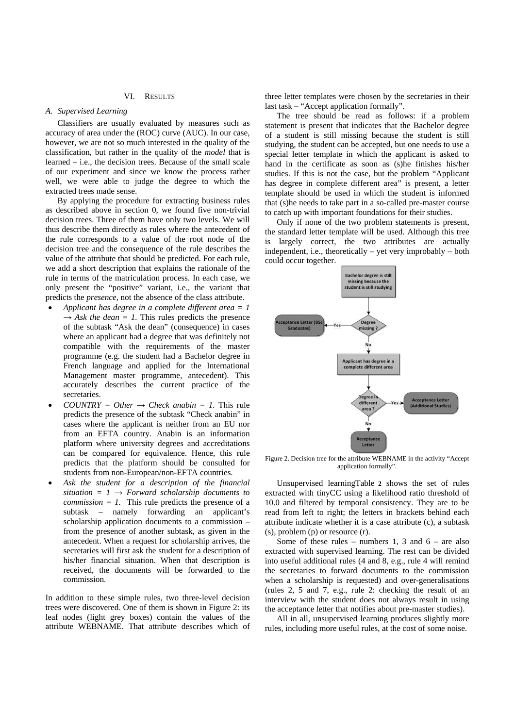## VI. Results

### A. Supervised Learning

Classifiers are usually evaluated by measures such as accuracy of area under the (ROC) curve (AUC). In our case, however, we are not so much interested in the quality of the classification, but rather in the quality of the *model* that is learned – i.e., the decision trees. Because of the small scale of our experiment and since we know the process rather well, we were able to judge the degree to which the extracted trees made sense.

By applying the procedure for extracting business rules as described above in section 0, we found five non-trivial decision trees. Three of them have only two levels. We will thus describe them directly as rules where the antecedent of the rule corresponds to a value of the root node of the decision tree and the consequence of the rule describes the value of the attribute that should be predicted. For each rule, we add a short description that explains the rationale of the rule in terms of the matriculation process. In each case, we only present the "positive" variant, i.e., the variant that predicts the *presence*, not the absence of the class attribute.

- *Applicant has degree in a complete different area = 1 → Ask the dean = 1.* This rules predicts the presence of the subtask "Ask the dean" (consequence) in cases where an applicant had a degree that was definitely not compatible with the requirements of the master programme (e.g. the student had a Bachelor degree in French language and applied for the International Management master programme, antecedent). This accurately describes the current practice of the secretaries.
- *COUNTRY = Other → Check anabin = 1.* This rule predicts the presence of the subtask "Check anabin" in cases where the applicant is neither from an EU nor from an EFTA country. Anabin is an information platform where university degrees and accreditations can be compared for equivalence. Hence, this rule predicts that the platform should be consulted for students from non-European/non-EFTA countries.
- *Ask the student for a description of the financial situation = 1 → Forward scholarship documents to commission = 1.* This rule predicts the presence of a subtask – namely forwarding an applicant's scholarship application documents to a commission – from the presence of another subtask, as given in the antecedent. When a request for scholarship arrives, the secretaries will first ask the student for a description of his/her financial situation. When that description is received, the documents will be forwarded to the commission.

In addition to these simple rules, two three-level decision trees were discovered. One of them is shown in Figure 2: its leaf nodes (light grey boxes) contain the values of the attribute WEBNAME. That attribute describes which of three letter templates were chosen by the secretaries in their last task – "Accept application formally".

The tree should be read as follows: if a problem statement is present that indicates that the Bachelor degree of a student is still missing because the student is still studying, the student can be accepted, but one needs to use a special letter template in which the applicant is asked to hand in the certificate as soon as (s)he finishes his/her studies. If this is not the case, but the problem "Applicant has degree in complete different area" is present, a letter template should be used in which the student is informed that (s)he needs to take part in a so-called pre-master course to catch up with important foundations for their studies.

Only if none of the two problem statements is present, the standard letter template will be used. Although this tree is largely correct, the two attributes are actually independent, i.e., theoretically – yet very improbably – both could occur together.

Figure 2. Decision tree for the attribute WEBNAME in the activity "Accept application formally".

Unsupervised learningTable 2 shows the set of rules extracted with tinyCC using a likelihood ratio threshold of 10.0 and filtered by temporal consistency. They are to be read from left to right; the letters in brackets behind each attribute indicate whether it is a case attribute (c), a subtask (s), problem (p) or resource (r).

Some of these rules – numbers 1, 3 and 6 – are also extracted with supervised learning. The rest can be divided into useful additional rules (4 and 8, e.g., rule 4 will remind the secretaries to forward documents to the commission when a scholarship is requested) and over-generalisations (rules 2, 5 and 7, e.g., rule 2: checking the result of an interview with the student does not always result in using the acceptance letter that notifies about pre-master studies).

All in all, unsupervised learning produces slightly more rules, including more useful rules, at the cost of some noise.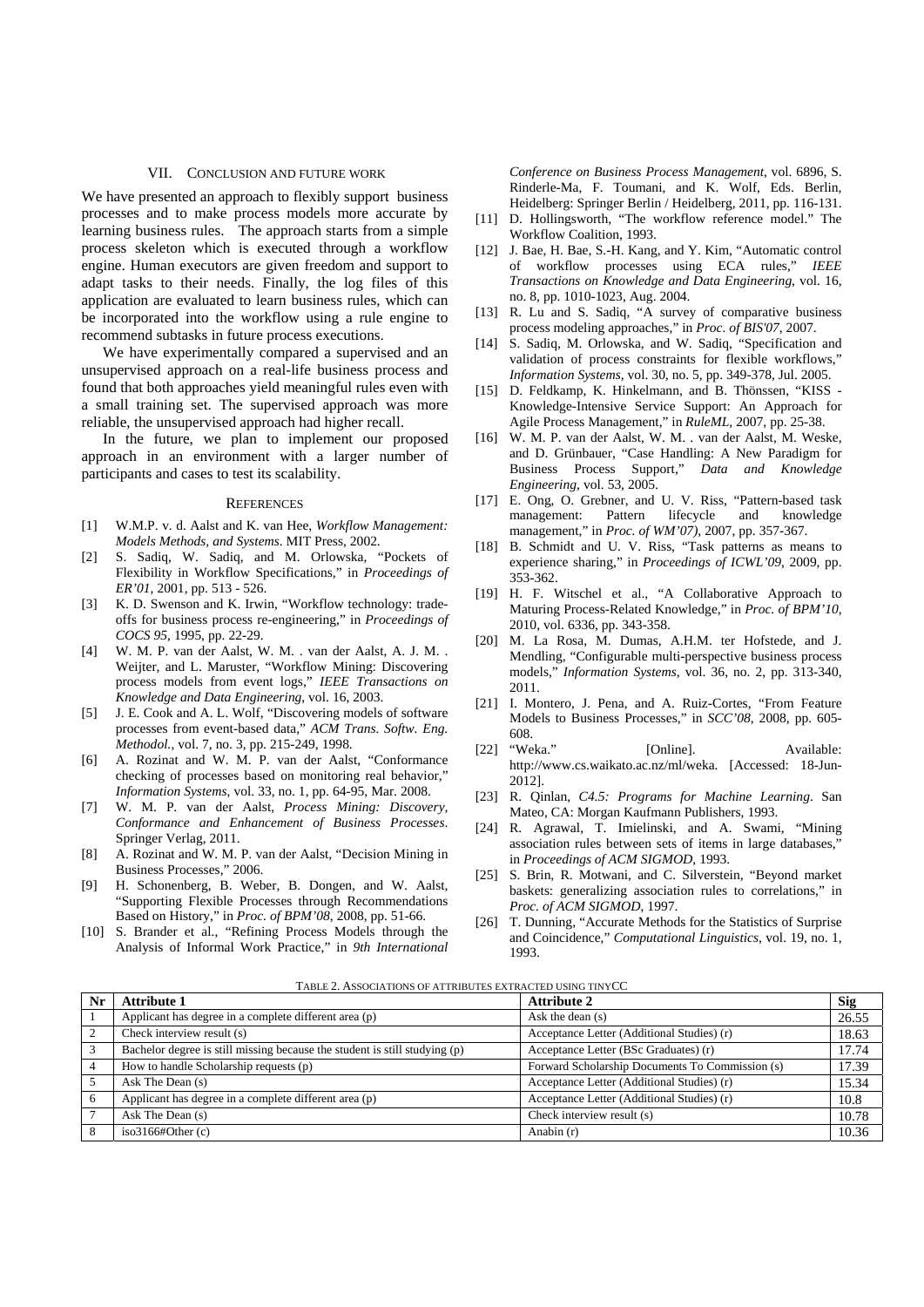## VII. Conclusion and Future Work

We have presented an approach to flexibly support business processes and to make process models more accurate by learning business rules. The approach starts from a simple process skeleton which is executed through a workflow engine. Human executors are given freedom and support to adapt tasks to their needs. Finally, the log files of this application are evaluated to learn business rules, which can be incorporated into the workflow using a rule engine to recommend subtasks in future process executions.

We have experimentally compared a supervised and an unsupervised approach on a real-life business process and found that both approaches yield meaningful rules even with a small training set. The supervised approach was more reliable, the unsupervised approach had higher recall.

In the future, we plan to implement our proposed approach in an environment with a larger number of participants and cases to test its scalability.

## References

[1] W.M.P. v. d. Aalst and K. van Hee, *Workflow Management: Models Methods, and Systems*. MIT Press, 2002.

[2] S. Sadiq, W. Sadiq, and M. Orlowska, "Pockets of Flexibility in Workflow Specifications," in *Proceedings of ER'01*, 2001, pp. 513 - 526.

[3] K. D. Swenson and K. Irwin, "Workflow technology: trade-offs for business process re-engineering," in *Proceedings of COCS 95*, 1995, pp. 22-29.

[4] W. M. P. van der Aalst, W. M. . van der Aalst, A. J. M. . Weijter, and L. Maruster, "Workflow Mining: Discovering process models from event logs," *IEEE Transactions on Knowledge and Data Engineering*, vol. 16, 2003.

[5] J. E. Cook and A. L. Wolf, "Discovering models of software processes from event-based data," *ACM Trans. Softw. Eng. Methodol.*, vol. 7, no. 3, pp. 215-249, 1998.

[6] A. Rozinat and W. M. P. van der Aalst, "Conformance checking of processes based on monitoring real behavior," *Information Systems*, vol. 33, no. 1, pp. 64-95, Mar. 2008.

[7] W. M. P. van der Aalst, *Process Mining: Discovery, Conformance and Enhancement of Business Processes*. Springer Verlag, 2011.

[8] A. Rozinat and W. M. P. van der Aalst, "Decision Mining in Business Processes," 2006.

[9] H. Schonenberg, B. Weber, B. Dongen, and W. Aalst, "Supporting Flexible Processes through Recommendations Based on History," in *Proc. of BPM'08*, 2008, pp. 51-66.

[10] S. Brander et al., "Refining Process Models through the Analysis of Informal Work Practice," in *9th International Conference on Business Process Management*, vol. 6896, S. Rinderle-Ma, F. Toumani, and K. Wolf, Eds. Berlin, Heidelberg: Springer Berlin / Heidelberg, 2011, pp. 116-131.

[11] D. Hollingsworth, "The workflow reference model." The Workflow Coalition, 1993.

[12] J. Bae, H. Bae, S.-H. Kang, and Y. Kim, "Automatic control of workflow processes using ECA rules," *IEEE Transactions on Knowledge and Data Engineering*, vol. 16, no. 8, pp. 1010-1023, Aug. 2004.

[13] R. Lu and S. Sadiq, "A survey of comparative business process modeling approaches," in *Proc. of BIS'07*, 2007.

[14] S. Sadiq, M. Orlowska, and W. Sadiq, "Specification and validation of process constraints for flexible workflows," *Information Systems*, vol. 30, no. 5, pp. 349-378, Jul. 2005.

[15] D. Feldkamp, K. Hinkelmann, and B. Thönssen, "KISS - Knowledge-Intensive Service Support: An Approach for Agile Process Management," in *RuleML*, 2007, pp. 25-38.

[16] W. M. P. van der Aalst, W. M. . van der Aalst, M. Weske, and D. Grünbauer, "Case Handling: A New Paradigm for Business Process Support," *Data and Knowledge Engineering*, vol. 53, 2005.

[17] E. Ong, O. Grebner, and U. V. Riss, "Pattern-based task management: Pattern lifecycle and knowledge management," in *Proc. of WM'07)*, 2007, pp. 357-367.

[18] B. Schmidt and U. V. Riss, "Task patterns as means to experience sharing," in *Proceedings of ICWL'09*, 2009, pp. 353-362.

[19] H. F. Witschel et al., "A Collaborative Approach to Maturing Process-Related Knowledge," in *Proc. of BPM'10*, 2010, vol. 6336, pp. 343-358.

[20] M. La Rosa, M. Dumas, A.H.M. ter Hofstede, and J. Mendling, "Configurable multi-perspective business process models," *Information Systems*, vol. 36, no. 2, pp. 313-340, 2011.

[21] I. Montero, J. Pena, and A. Ruiz-Cortes, "From Feature Models to Business Processes," in *SCC'08*, 2008, pp. 605-608.

[22] "Weka." [Online]. Available: http://www.cs.waikato.ac.nz/ml/weka. [Accessed: 18-Jun-2012].

[23] R. Qinlan, *C4.5: Programs for Machine Learning*. San Mateo, CA: Morgan Kaufmann Publishers, 1993.

[24] R. Agrawal, T. Imielinski, and A. Swami, "Mining association rules between sets of items in large databases," in *Proceedings of ACM SIGMOD*, 1993.

[25] S. Brin, R. Motwani, and C. Silverstein, "Beyond market baskets: generalizing association rules to correlations," in *Proc. of ACM SIGMOD*, 1997.

[26] T. Dunning, "Accurate Methods for the Statistics of Surprise and Coincidence," *Computational Linguistics*, vol. 19, no. 1, 1993.

Table 2. Associations of attributes extracted using tinyCC

| Nr | Attribute 1 | Attribute 2 | Sig |
|---|---|---|---|
| 1 | Applicant has degree in a complete different area (p) | Ask the dean (s) | 26.55 |
| 2 | Check interview result (s) | Acceptance Letter (Additional Studies) (r) | 18.63 |
| 3 | Bachelor degree is still missing because the student is still studying (p) | Acceptance Letter (BSc Graduates) (r) | 17.74 |
| 4 | How to handle Scholarship requests (p) | Forward Scholarship Documents To Commission (s) | 17.39 |
| 5 | Ask The Dean (s) | Acceptance Letter (Additional Studies) (r) | 15.34 |
| 6 | Applicant has degree in a complete different area (p) | Acceptance Letter (Additional Studies) (r) | 10.8 |
| 7 | Ask The Dean (s) | Check interview result (s) | 10.78 |
| 8 | iso3166#Other (c) | Anabin (r) | 10.36 |